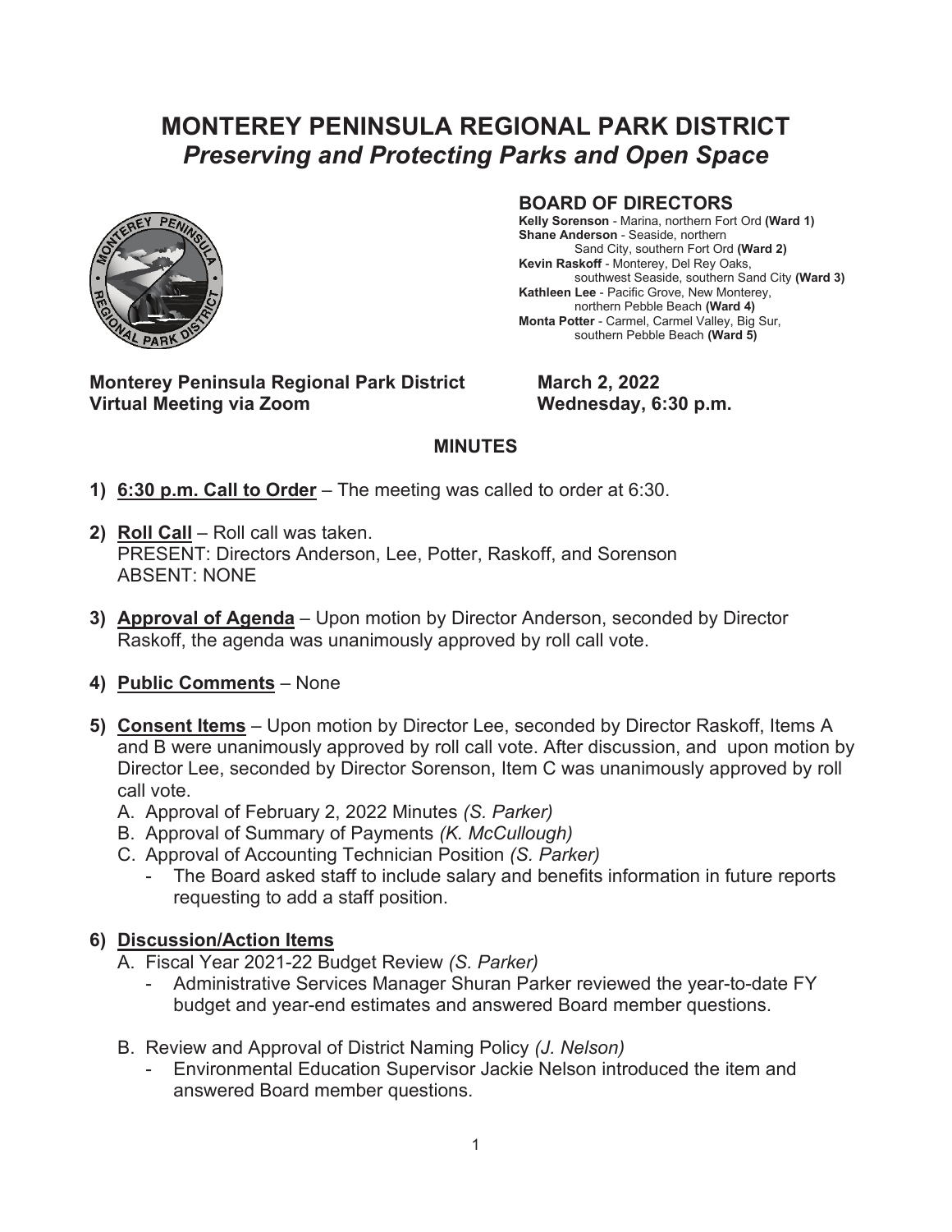# MONTEREY PENINSULA REGIONAL PARK DISTRICT
## *Preserving and Protecting Parks and Open Space*

### BOARD OF DIRECTORS

**Kelly Sorenson** - Marina, northern Fort Ord **(Ward 1)**
**Shane Anderson** - Seaside, northern Sand City, southern Fort Ord **(Ward 2)**
**Kevin Raskoff** - Monterey, Del Rey Oaks, southwest Seaside, southern Sand City **(Ward 3)**
**Kathleen Lee** - Pacific Grove, New Monterey, northern Pebble Beach **(Ward 4)**
**Monta Potter** - Carmel, Carmel Valley, Big Sur, southern Pebble Beach **(Ward 5)**

**Monterey Peninsula Regional Park District** **March 2, 2022**
**Virtual Meeting via Zoom** **Wednesday, 6:30 p.m.**

**MINUTES**

1) **6:30 p.m. Call to Order** – The meeting was called to order at 6:30.

2) **Roll Call** – Roll call was taken.
   PRESENT: Directors Anderson, Lee, Potter, Raskoff, and Sorenson
   ABSENT: NONE

3) **Approval of Agenda** – Upon motion by Director Anderson, seconded by Director Raskoff, the agenda was unanimously approved by roll call vote.

4) **Public Comments** – None

5) **Consent Items** – Upon motion by Director Lee, seconded by Director Raskoff, Items A and B were unanimously approved by roll call vote. After discussion, and upon motion by Director Lee, seconded by Director Sorenson, Item C was unanimously approved by roll call vote.
   A. Approval of February 2, 2022 Minutes *(S. Parker)*
   B. Approval of Summary of Payments *(K. McCullough)*
   C. Approval of Accounting Technician Position *(S. Parker)*
      - The Board asked staff to include salary and benefits information in future reports requesting to add a staff position.

6) **Discussion/Action Items**
   A. Fiscal Year 2021-22 Budget Review *(S. Parker)*
      - Administrative Services Manager Shuran Parker reviewed the year-to-date FY budget and year-end estimates and answered Board member questions.

   B. Review and Approval of District Naming Policy *(J. Nelson)*
      - Environmental Education Supervisor Jackie Nelson introduced the item and answered Board member questions.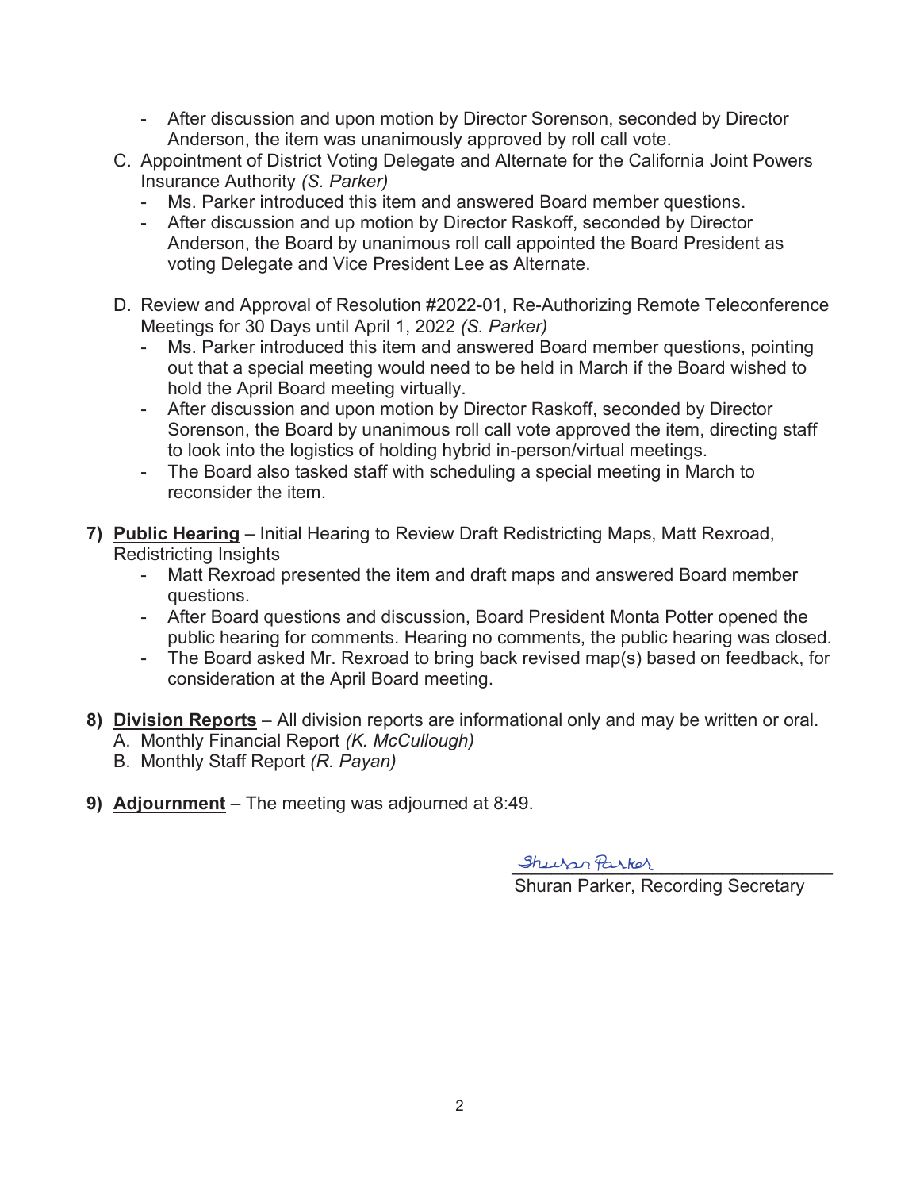- After discussion and upon motion by Director Sorenson, seconded by Director Anderson, the item was unanimously approved by roll call vote.

C. Appointment of District Voting Delegate and Alternate for the California Joint Powers Insurance Authority *(S. Parker)*
   - Ms. Parker introduced this item and answered Board member questions.
   - After discussion and up motion by Director Raskoff, seconded by Director Anderson, the Board by unanimous roll call appointed the Board President as voting Delegate and Vice President Lee as Alternate.

D. Review and Approval of Resolution #2022-01, Re-Authorizing Remote Teleconference Meetings for 30 Days until April 1, 2022 *(S. Parker)*
   - Ms. Parker introduced this item and answered Board member questions, pointing out that a special meeting would need to be held in March if the Board wished to hold the April Board meeting virtually.
   - After discussion and upon motion by Director Raskoff, seconded by Director Sorenson, the Board by unanimous roll call vote approved the item, directing staff to look into the logistics of holding hybrid in-person/virtual meetings.
   - The Board also tasked staff with scheduling a special meeting in March to reconsider the item.

**7) Public Hearing** – Initial Hearing to Review Draft Redistricting Maps, Matt Rexroad, Redistricting Insights
   - Matt Rexroad presented the item and draft maps and answered Board member questions.
   - After Board questions and discussion, Board President Monta Potter opened the public hearing for comments. Hearing no comments, the public hearing was closed.
   - The Board asked Mr. Rexroad to bring back revised map(s) based on feedback, for consideration at the April Board meeting.

**8) Division Reports** – All division reports are informational only and may be written or oral.

   A. Monthly Financial Report *(K. McCullough)*
   B. Monthly Staff Report *(R. Payan)*

**9) Adjournment** – The meeting was adjourned at 8:49.

Shuran Parker

Shuran Parker, Recording Secretary